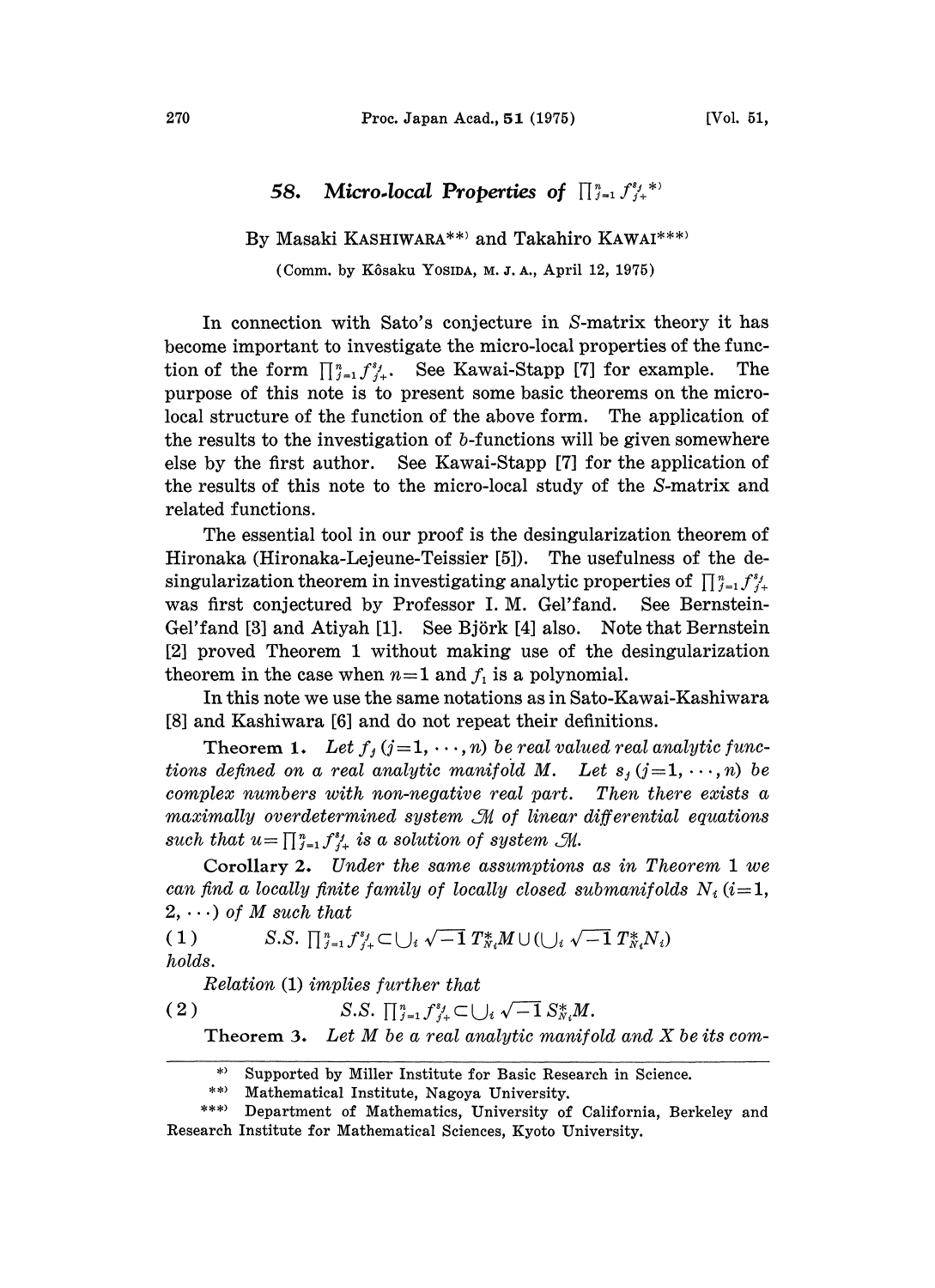# 58. *Micro-local Properties of* $\prod_{j=1}^{n} f_{j+}^{s_j}$ *)

By Masaki KASHIWARA**) and Takahiro KAWAI***)

(Comm. by Kôsaku YOSIDA, M. J. A., April 12, 1975)

In connection with Sato's conjecture in $S$-matrix theory it has become important to investigate the micro-local properties of the function of the form $\prod_{j=1}^{n} f_{j+}^{s_j}$. See Kawai-Stapp [7] for example. The purpose of this note is to present some basic theorems on the micro-local structure of the function of the above form. The application of the results to the investigation of $b$-functions will be given somewhere else by the first author. See Kawai-Stapp [7] for the application of the results of this note to the micro-local study of the $S$-matrix and related functions.

The essential tool in our proof is the desingularization theorem of Hironaka (Hironaka-Lejeune-Teissier [5]). The usefulness of the desingularization theorem in investigating analytic properties of $\prod_{j=1}^{n} f_{j+}^{s_j}$ was first conjectured by Professor I. M. Gel'fand. See Bernstein-Gel'fand [3] and Atiyah [1]. See Björk [4] also. Note that Bernstein [2] proved Theorem 1 without making use of the desingularization theorem in the case when $n=1$ and $f_1$ is a polynomial.

In this note we use the same notations as in Sato-Kawai-Kashiwara [8] and Kashiwara [6] and do not repeat their definitions.

**Theorem 1.** *Let $f_j$ $(j=1, \cdots, n)$ be real valued real analytic functions defined on a real analytic manifold $M$. Let $s_j$ $(j=1, \cdots, n)$ be complex numbers with non-negative real part. Then there exists a maximally overdetermined system $\mathcal{M}$ of linear differential equations such that $u=\prod_{j=1}^{n} f_{j+}^{s_j}$ is a solution of system $\mathcal{M}$.*

**Corollary 2.** *Under the same assumptions as in Theorem 1 we can find a locally finite family of locally closed submanifolds $N_i$ $(i=1, 2, \cdots)$ of $M$ such that*

$$(1) \qquad S.S. \prod_{j=1}^{n} f_{j+}^{s_j} \subset \bigcup_i \sqrt{-1}\, T_{N_i}^{*}M \cup \Big(\bigcup_i \sqrt{-1}\, T_{N_i}^{*}N_i\Big)$$

*holds.*

*Relation* (1) *implies further that*

$$(2) \qquad S.S. \prod_{j=1}^{n} f_{j+}^{s_j} \subset \bigcup_i \sqrt{-1}\, S_{N_i}^{*}M.$$

**Theorem 3.** *Let $M$ be a real analytic manifold and $X$ be its com-*

---

*) Supported by Miller Institute for Basic Research in Science.

**) Mathematical Institute, Nagoya University.

***) Department of Mathematics, University of California, Berkeley and Research Institute for Mathematical Sciences, Kyoto University.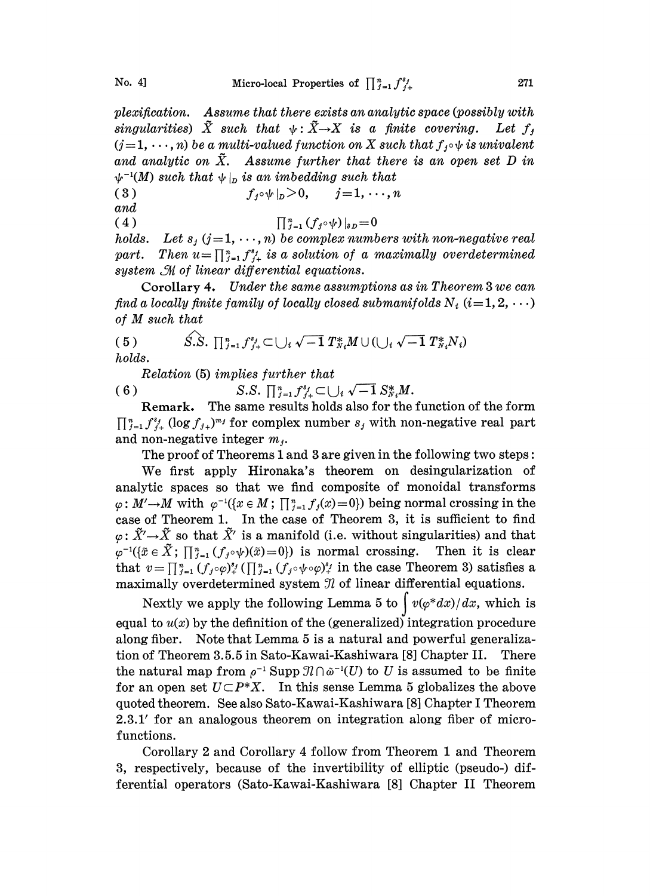*plexification. Assume that there exists an analytic space (possibly with singularities) $\tilde{X}$ such that $\psi: \tilde{X} \to X$ is a finite covering. Let $f_j$ $(j=1, \cdots, n)$ be a multi-valued function on $X$ such that $f_j \circ \psi$ is univalent and analytic on $\tilde{X}$. Assume further that there is an open set $D$ in $\psi^{-1}(M)$ such that $\psi|_D$ is an imbedding such that*

$$(3) \qquad f_j \circ \psi|_D > 0, \qquad j=1, \cdots, n$$

*and*

$$(4) \qquad \prod_{j=1}^n (f_j \circ \psi)|_{\partial D} = 0$$

*holds. Let $s_j$ $(j=1, \cdots, n)$ be complex numbers with non-negative real part. Then $u = \prod_{j=1}^n f_{j+}^{s_j}$ is a solution of a maximally overdetermined system $\mathcal{M}$ of linear differential equations.*

**Corollary 4.** *Under the same assumptions as in Theorem 3 we can find a locally finite family of locally closed submanifolds $N_i$ $(i=1, 2, \cdots)$ of $M$ such that*

$$(5) \qquad \widehat{S.S.}\ \prod_{j=1}^n f_{j+}^{s_j} \subset \bigcup_i \sqrt{-1}\, T_{N_i}^* M \cup \left(\bigcup_i \sqrt{-1}\, T_{N_i}^* N_i\right)$$

*holds.*

*Relation* (5) *implies further that*

$$(6) \qquad S.S.\ \prod_{j=1}^n f_{j+}^{s_j} \subset \bigcup_i \sqrt{-1}\, S_{N_i}^* M.$$

**Remark.** The same results holds also for the function of the form $\prod_{j=1}^n f_{j+}^{s_j} (\log f_{j+})^{m_j}$ for complex number $s_j$ with non-negative real part and non-negative integer $m_j$.

The proof of Theorems 1 and 3 are given in the following two steps:

We first apply Hironaka's theorem on desingularization of analytic spaces so that we find composite of monoidal transforms $\varphi: M' \to M$ with $\varphi^{-1}(\{x \in M; \prod_{j=1}^n f_j(x) = 0\})$ being normal crossing in the case of Theorem 1. In the case of Theorem 3, it is sufficient to find $\varphi: \tilde{X}' \to \tilde{X}$ so that $\tilde{X}'$ is a manifold (i.e. without singularities) and that $\varphi^{-1}(\{\tilde{x} \in \tilde{X}; \prod_{j=1}^n (f_j \circ \psi)(\tilde{x}) = 0\})$ is normal crossing. Then it is clear that $v = \prod_{j=1}^n (f_j \circ \varphi)_+^{s_j}$ $(\prod_{j=1}^n (f_j \circ \psi \circ \varphi)_+^{s_j}$ in the case Theorem 3) satisfies a maximally overdetermined system $\mathcal{N}$ of linear differential equations.

Nextly we apply the following Lemma 5 to $\int v(\varphi^* dx)/dx$, which is equal to $u(x)$ by the definition of the (generalized) integration procedure along fiber. Note that Lemma 5 is a natural and powerful generalization of Theorem 3.5.5 in Sato-Kawai-Kashiwara [8] Chapter II. There the natural map from $\rho^{-1}\, \text{Supp}\, \mathcal{N} \cap \tilde{\omega}^{-1}(U)$ to $U$ is assumed to be finite for an open set $U \subset P^* X$. In this sense Lemma 5 globalizes the above quoted theorem. See also Sato-Kawai-Kashiwara [8] Chapter I Theorem 2.3.1′ for an analogous theorem on integration along fiber of microfunctions.

Corollary 2 and Corollary 4 follow from Theorem 1 and Theorem 3, respectively, because of the invertibility of elliptic (pseudo-) differential operators (Sato-Kawai-Kashiwara [8] Chapter II Theorem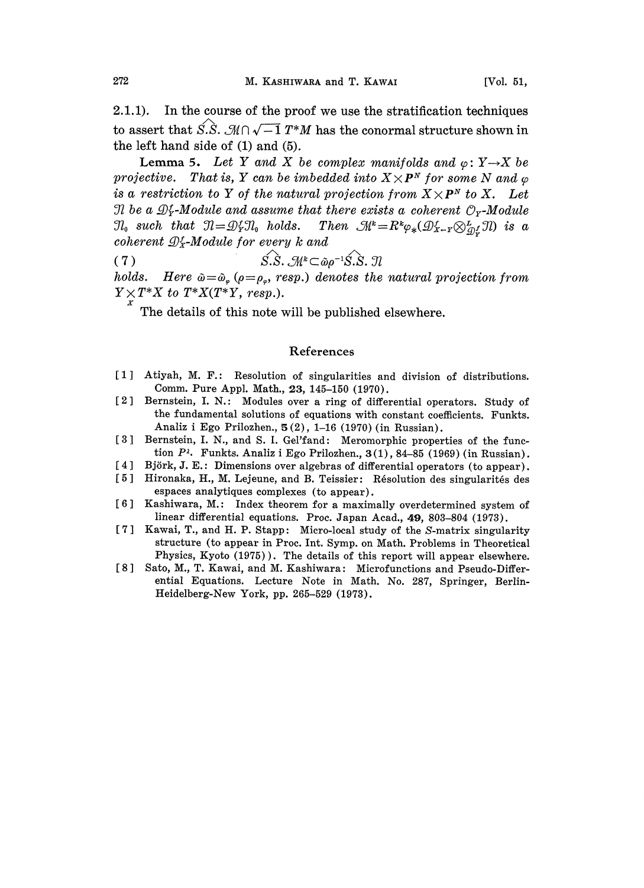2.1.1). In the course of the proof we use the stratification techniques to assert that $\widehat{S.S.}\ \mathcal{M} \cap \sqrt{-1}\, T^*M$ has the conormal structure shown in the left hand side of (1) and (5).

**Lemma 5.** *Let $Y$ and $X$ be complex manifolds and $\varphi: Y \to X$ be projective. That is, $Y$ can be imbedded into $X \times \boldsymbol{P}^N$ for some $N$ and $\varphi$ is a restriction to $Y$ of the natural projection from $X \times \boldsymbol{P}^N$ to $X$. Let $\mathcal{N}$ be a $\mathcal{D}_Y^f$-Module and assume that there exists a coherent $\mathcal{O}_Y$-Module $\mathcal{N}_0$ such that $\mathcal{N} = \mathcal{D}_Y^f \mathcal{N}_0$ holds. Then $\mathcal{M}^k = R^k \varphi_* (\mathcal{D}_{X \leftarrow Y}^f \otimes_{\mathcal{D}_Y^f}^L \mathcal{N})$ is a coherent $\mathcal{D}_X^f$-Module for every $k$ and*

$$\widehat{S.S.}\ \mathcal{M}^k \subset \tilde{\omega} \rho^{-1} \widehat{S.S.}\ \mathcal{N} \tag{7}$$

*holds. Here $\tilde{\omega} = \tilde{\omega}_\varphi$ ($\rho = \rho_\varphi$, resp.) denotes the natural projection from $Y \underset{X}{\times} T^*X$ to $T^*X (T^*Y$, resp.).*

The details of this note will be published elsewhere.

## References

[1] Atiyah, M. F.: Resolution of singularities and division of distributions. Comm. Pure Appl. Math., **23**, 145–150 (1970).

[2] Bernstein, I. N.: Modules over a ring of differential operators. Study of the fundamental solutions of equations with constant coefficients. Funkts. Analiz i Ego Prilozhen., **5**(2), 1–16 (1970) (in Russian).

[3] Bernstein, I. N., and S. I. Gel'fand: Meromorphic properties of the function $P^\lambda$. Funkts. Analiz i Ego Prilozhen., **3**(1), 84–85 (1969) (in Russian).

[4] Björk, J. E.: Dimensions over algebras of differential operators (to appear).

[5] Hironaka, H., M. Lejeune, and B. Teissier: Résolution des singularités des espaces analytiques complexes (to appear).

[6] Kashiwara, M.: Index theorem for a maximally overdetermined system of linear differential equations. Proc. Japan Acad., **49**, 803–804 (1973).

[7] Kawai, T., and H. P. Stapp: Micro-local study of the $S$-matrix singularity structure (to appear in Proc. Int. Symp. on Math. Problems in Theoretical Physics, Kyoto (1975)). The details of this report will appear elsewhere.

[8] Sato, M., T. Kawai, and M. Kashiwara: Microfunctions and Pseudo-Differential Equations. Lecture Note in Math. No. 287, Springer, Berlin-Heidelberg-New York, pp. 265–529 (1973).